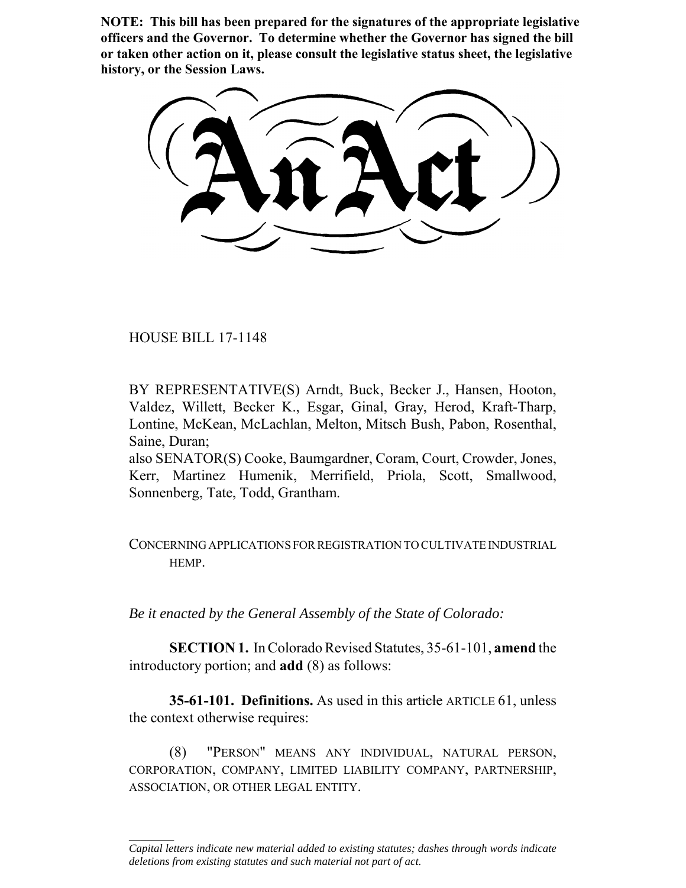**NOTE: This bill has been prepared for the signatures of the appropriate legislative officers and the Governor. To determine whether the Governor has signed the bill or taken other action on it, please consult the legislative status sheet, the legislative history, or the Session Laws.**

# An Act

HOUSE BILL 17-1148

BY REPRESENTATIVE(S) Arndt, Buck, Becker J., Hansen, Hooton, Valdez, Willett, Becker K., Esgar, Ginal, Gray, Herod, Kraft-Tharp, Lontine, McKean, McLachlan, Melton, Mitsch Bush, Pabon, Rosenthal, Saine, Duran;
also SENATOR(S) Cooke, Baumgardner, Coram, Court, Crowder, Jones, Kerr, Martinez Humenik, Merrifield, Priola, Scott, Smallwood, Sonnenberg, Tate, Todd, Grantham.

CONCERNING APPLICATIONS FOR REGISTRATION TO CULTIVATE INDUSTRIAL HEMP.

*Be it enacted by the General Assembly of the State of Colorado:*

**SECTION 1.** In Colorado Revised Statutes, 35-61-101, **amend** the introductory portion; and **add** (8) as follows:

**35-61-101. Definitions.** As used in this ~~article~~ ARTICLE 61, unless the context otherwise requires:

(8) "PERSON" MEANS ANY INDIVIDUAL, NATURAL PERSON, CORPORATION, COMPANY, LIMITED LIABILITY COMPANY, PARTNERSHIP, ASSOCIATION, OR OTHER LEGAL ENTITY.

*Capital letters indicate new material added to existing statutes; dashes through words indicate deletions from existing statutes and such material not part of act.*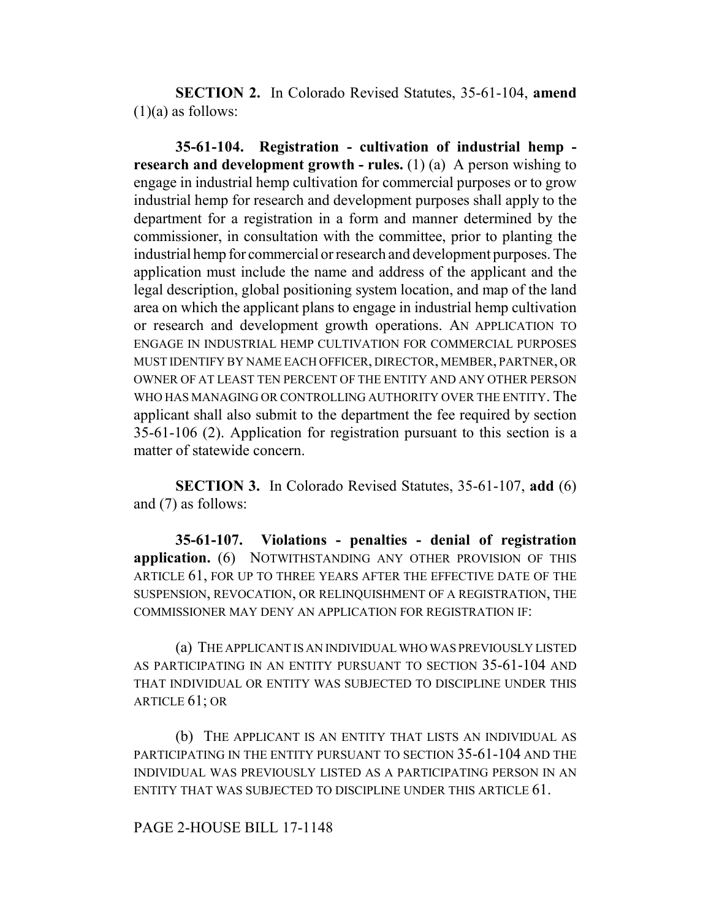**SECTION 2.** In Colorado Revised Statutes, 35-61-104, **amend** (1)(a) as follows:

**35-61-104. Registration - cultivation of industrial hemp - research and development growth - rules.** (1) (a) A person wishing to engage in industrial hemp cultivation for commercial purposes or to grow industrial hemp for research and development purposes shall apply to the department for a registration in a form and manner determined by the commissioner, in consultation with the committee, prior to planting the industrial hemp for commercial or research and development purposes. The application must include the name and address of the applicant and the legal description, global positioning system location, and map of the land area on which the applicant plans to engage in industrial hemp cultivation or research and development growth operations. AN APPLICATION TO ENGAGE IN INDUSTRIAL HEMP CULTIVATION FOR COMMERCIAL PURPOSES MUST IDENTIFY BY NAME EACH OFFICER, DIRECTOR, MEMBER, PARTNER, OR OWNER OF AT LEAST TEN PERCENT OF THE ENTITY AND ANY OTHER PERSON WHO HAS MANAGING OR CONTROLLING AUTHORITY OVER THE ENTITY. The applicant shall also submit to the department the fee required by section 35-61-106 (2). Application for registration pursuant to this section is a matter of statewide concern.

**SECTION 3.** In Colorado Revised Statutes, 35-61-107, **add** (6) and (7) as follows:

**35-61-107. Violations - penalties - denial of registration application.** (6) NOTWITHSTANDING ANY OTHER PROVISION OF THIS ARTICLE 61, FOR UP TO THREE YEARS AFTER THE EFFECTIVE DATE OF THE SUSPENSION, REVOCATION, OR RELINQUISHMENT OF A REGISTRATION, THE COMMISSIONER MAY DENY AN APPLICATION FOR REGISTRATION IF:

(a) THE APPLICANT IS AN INDIVIDUAL WHO WAS PREVIOUSLY LISTED AS PARTICIPATING IN AN ENTITY PURSUANT TO SECTION 35-61-104 AND THAT INDIVIDUAL OR ENTITY WAS SUBJECTED TO DISCIPLINE UNDER THIS ARTICLE 61; OR

(b) THE APPLICANT IS AN ENTITY THAT LISTS AN INDIVIDUAL AS PARTICIPATING IN THE ENTITY PURSUANT TO SECTION 35-61-104 AND THE INDIVIDUAL WAS PREVIOUSLY LISTED AS A PARTICIPATING PERSON IN AN ENTITY THAT WAS SUBJECTED TO DISCIPLINE UNDER THIS ARTICLE 61.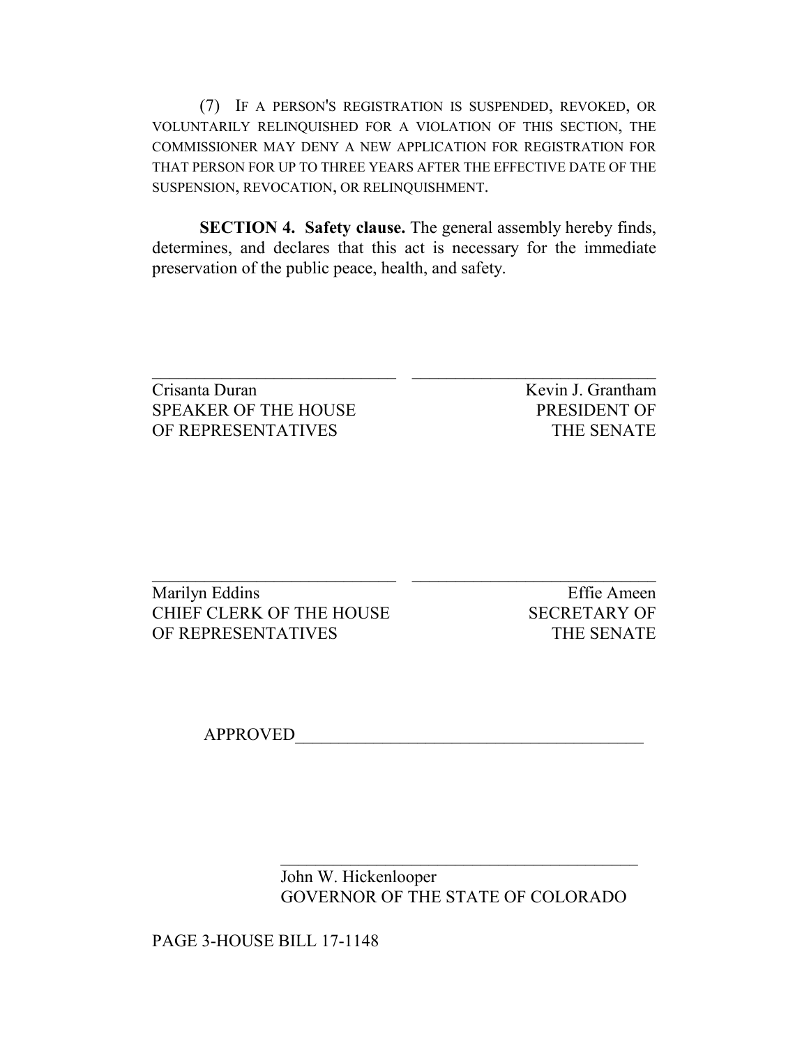(7) IF A PERSON'S REGISTRATION IS SUSPENDED, REVOKED, OR VOLUNTARILY RELINQUISHED FOR A VIOLATION OF THIS SECTION, THE COMMISSIONER MAY DENY A NEW APPLICATION FOR REGISTRATION FOR THAT PERSON FOR UP TO THREE YEARS AFTER THE EFFECTIVE DATE OF THE SUSPENSION, REVOCATION, OR RELINQUISHMENT.

**SECTION 4. Safety clause.** The general assembly hereby finds, determines, and declares that this act is necessary for the immediate preservation of the public peace, health, and safety.

\_\_\_\_\_\_\_\_\_\_\_\_\_\_\_\_\_\_\_\_\_\_\_\_\_\_\_\_
Crisanta Duran
SPEAKER OF THE HOUSE
OF REPRESENTATIVES

\_\_\_\_\_\_\_\_\_\_\_\_\_\_\_\_\_\_\_\_\_\_\_\_\_\_\_\_
Kevin J. Grantham
PRESIDENT OF
THE SENATE

\_\_\_\_\_\_\_\_\_\_\_\_\_\_\_\_\_\_\_\_\_\_\_\_\_\_\_\_
Marilyn Eddins
CHIEF CLERK OF THE HOUSE
OF REPRESENTATIVES

\_\_\_\_\_\_\_\_\_\_\_\_\_\_\_\_\_\_\_\_\_\_\_\_\_\_\_\_
Effie Ameen
SECRETARY OF
THE SENATE

APPROVED\_\_\_\_\_\_\_\_\_\_\_\_\_\_\_\_\_\_\_\_\_\_\_\_\_\_\_\_\_\_\_\_\_\_\_\_\_\_\_\_

\_\_\_\_\_\_\_\_\_\_\_\_\_\_\_\_\_\_\_\_\_\_\_\_\_\_\_\_\_\_\_\_\_\_\_\_\_\_\_\_
John W. Hickenlooper
GOVERNOR OF THE STATE OF COLORADO

PAGE 3-HOUSE BILL 17-1148